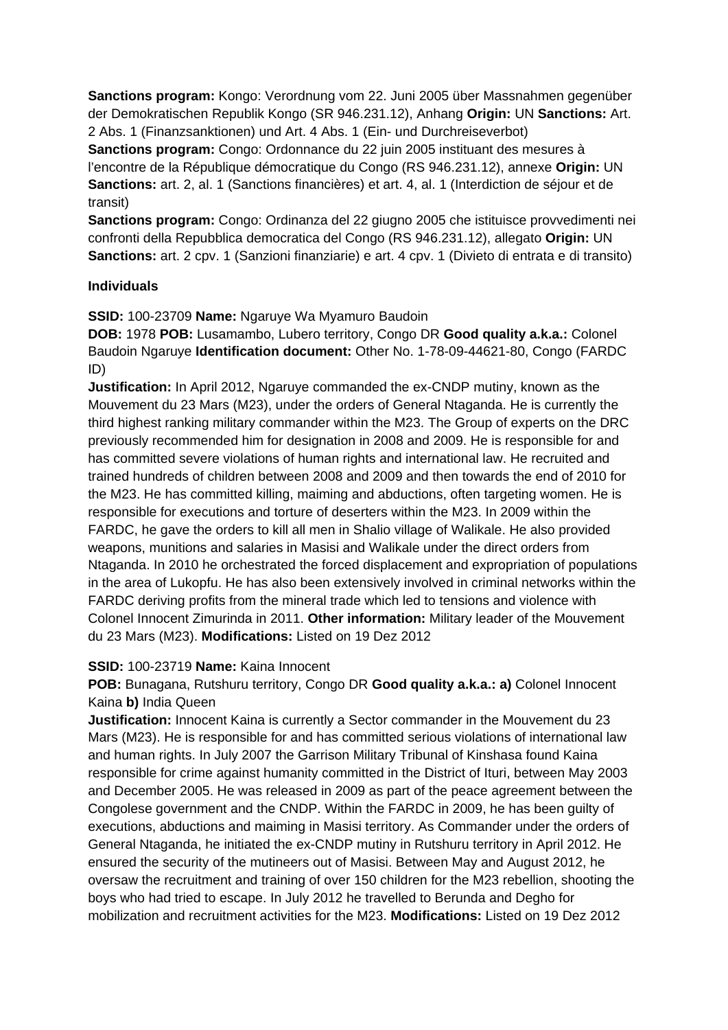**Sanctions program:** Kongo: Verordnung vom 22. Juni 2005 über Massnahmen gegenüber der Demokratischen Republik Kongo (SR 946.231.12), Anhang **Origin:** UN **Sanctions:** Art. 2 Abs. 1 (Finanzsanktionen) und Art. 4 Abs. 1 (Ein- und Durchreiseverbot)
**Sanctions program:** Congo: Ordonnance du 22 juin 2005 instituant des mesures à l'encontre de la République démocratique du Congo (RS 946.231.12), annexe **Origin:** UN **Sanctions:** art. 2, al. 1 (Sanctions financières) et art. 4, al. 1 (Interdiction de séjour et de transit)
**Sanctions program:** Congo: Ordinanza del 22 giugno 2005 che istituisce provvedimenti nei confronti della Repubblica democratica del Congo (RS 946.231.12), allegato **Origin:** UN **Sanctions:** art. 2 cpv. 1 (Sanzioni finanziarie) e art. 4 cpv. 1 (Divieto di entrata e di transito)

**Individuals**

**SSID:** 100-23709 **Name:** Ngaruye Wa Myamuro Baudoin
**DOB:** 1978 **POB:** Lusamambo, Lubero territory, Congo DR **Good quality a.k.a.:** Colonel Baudoin Ngaruye **Identification document:** Other No. 1-78-09-44621-80, Congo (FARDC ID)
**Justification:** In April 2012, Ngaruye commanded the ex-CNDP mutiny, known as the Mouvement du 23 Mars (M23), under the orders of General Ntaganda. He is currently the third highest ranking military commander within the M23. The Group of experts on the DRC previously recommended him for designation in 2008 and 2009. He is responsible for and has committed severe violations of human rights and international law. He recruited and trained hundreds of children between 2008 and 2009 and then towards the end of 2010 for the M23. He has committed killing, maiming and abductions, often targeting women. He is responsible for executions and torture of deserters within the M23. In 2009 within the FARDC, he gave the orders to kill all men in Shalio village of Walikale. He also provided weapons, munitions and salaries in Masisi and Walikale under the direct orders from Ntaganda. In 2010 he orchestrated the forced displacement and expropriation of populations in the area of Lukopfu. He has also been extensively involved in criminal networks within the FARDC deriving profits from the mineral trade which led to tensions and violence with Colonel Innocent Zimurinda in 2011. **Other information:** Military leader of the Mouvement du 23 Mars (M23). **Modifications:** Listed on 19 Dez 2012

**SSID:** 100-23719 **Name:** Kaina Innocent
**POB:** Bunagana, Rutshuru territory, Congo DR **Good quality a.k.a.: a)** Colonel Innocent Kaina **b)** India Queen
**Justification:** Innocent Kaina is currently a Sector commander in the Mouvement du 23 Mars (M23). He is responsible for and has committed serious violations of international law and human rights. In July 2007 the Garrison Military Tribunal of Kinshasa found Kaina responsible for crime against humanity committed in the District of Ituri, between May 2003 and December 2005. He was released in 2009 as part of the peace agreement between the Congolese government and the CNDP. Within the FARDC in 2009, he has been guilty of executions, abductions and maiming in Masisi territory. As Commander under the orders of General Ntaganda, he initiated the ex-CNDP mutiny in Rutshuru territory in April 2012. He ensured the security of the mutineers out of Masisi. Between May and August 2012, he oversaw the recruitment and training of over 150 children for the M23 rebellion, shooting the boys who had tried to escape. In July 2012 he travelled to Berunda and Degho for mobilization and recruitment activities for the M23. **Modifications:** Listed on 19 Dez 2012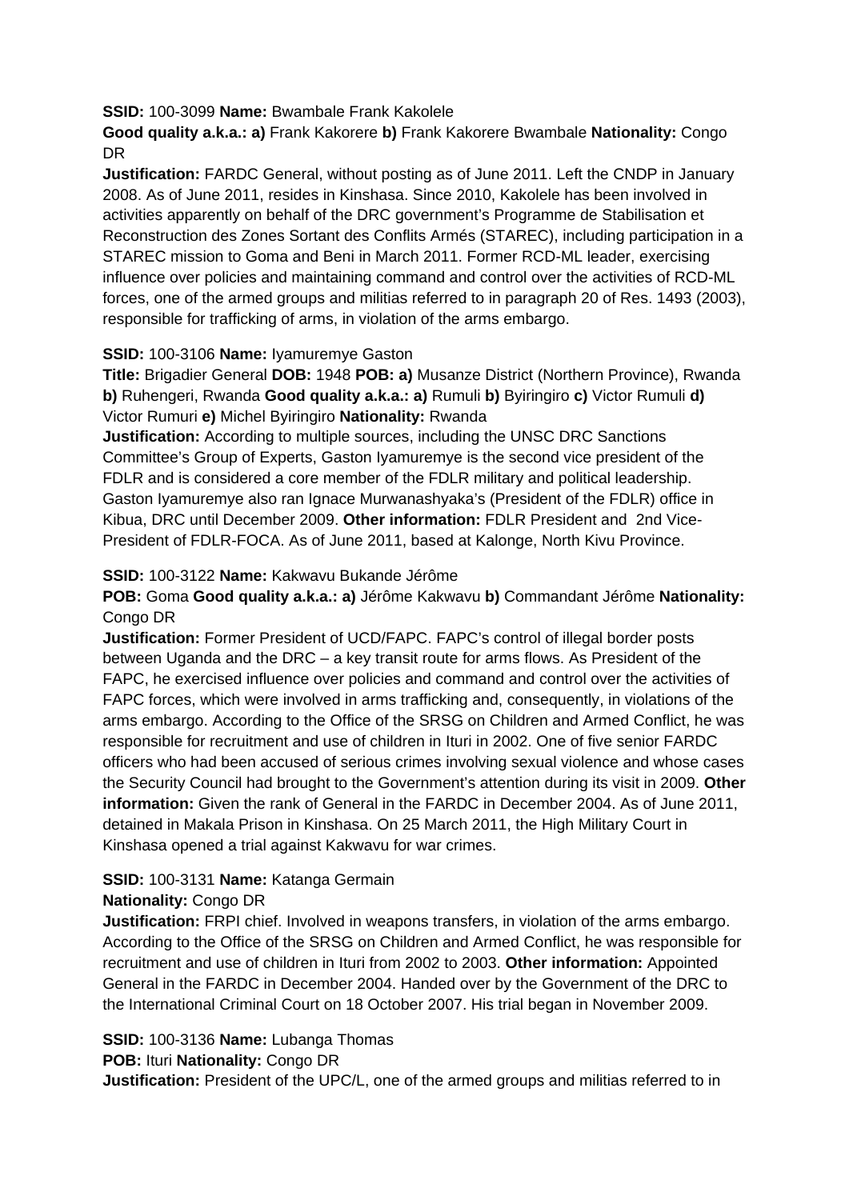**SSID:** 100-3099 **Name:** Bwambale Frank Kakolele

**Good quality a.k.a.: a)** Frank Kakorere **b)** Frank Kakorere Bwambale **Nationality:** Congo DR

**Justification:** FARDC General, without posting as of June 2011. Left the CNDP in January 2008. As of June 2011, resides in Kinshasa. Since 2010, Kakolele has been involved in activities apparently on behalf of the DRC government's Programme de Stabilisation et Reconstruction des Zones Sortant des Conflits Armés (STAREC), including participation in a STAREC mission to Goma and Beni in March 2011. Former RCD-ML leader, exercising influence over policies and maintaining command and control over the activities of RCD-ML forces, one of the armed groups and militias referred to in paragraph 20 of Res. 1493 (2003), responsible for trafficking of arms, in violation of the arms embargo.

**SSID:** 100-3106 **Name:** Iyamuremye Gaston

**Title:** Brigadier General **DOB:** 1948 **POB: a)** Musanze District (Northern Province), Rwanda **b)** Ruhengeri, Rwanda **Good quality a.k.a.: a)** Rumuli **b)** Byiringiro **c)** Victor Rumuli **d)** Victor Rumuri **e)** Michel Byiringiro **Nationality:** Rwanda

**Justification:** According to multiple sources, including the UNSC DRC Sanctions Committee's Group of Experts, Gaston Iyamuremye is the second vice president of the FDLR and is considered a core member of the FDLR military and political leadership. Gaston Iyamuremye also ran Ignace Murwanashyaka's (President of the FDLR) office in Kibua, DRC until December 2009. **Other information:** FDLR President and 2nd Vice-President of FDLR-FOCA. As of June 2011, based at Kalonge, North Kivu Province.

**SSID:** 100-3122 **Name:** Kakwavu Bukande Jérôme

**POB:** Goma **Good quality a.k.a.: a)** Jérôme Kakwavu **b)** Commandant Jérôme **Nationality:** Congo DR

**Justification:** Former President of UCD/FAPC. FAPC's control of illegal border posts between Uganda and the DRC – a key transit route for arms flows. As President of the FAPC, he exercised influence over policies and command and control over the activities of FAPC forces, which were involved in arms trafficking and, consequently, in violations of the arms embargo. According to the Office of the SRSG on Children and Armed Conflict, he was responsible for recruitment and use of children in Ituri in 2002. One of five senior FARDC officers who had been accused of serious crimes involving sexual violence and whose cases the Security Council had brought to the Government's attention during its visit in 2009. **Other information:** Given the rank of General in the FARDC in December 2004. As of June 2011, detained in Makala Prison in Kinshasa. On 25 March 2011, the High Military Court in Kinshasa opened a trial against Kakwavu for war crimes.

**SSID:** 100-3131 **Name:** Katanga Germain

**Nationality:** Congo DR

**Justification:** FRPI chief. Involved in weapons transfers, in violation of the arms embargo. According to the Office of the SRSG on Children and Armed Conflict, he was responsible for recruitment and use of children in Ituri from 2002 to 2003. **Other information:** Appointed General in the FARDC in December 2004. Handed over by the Government of the DRC to the International Criminal Court on 18 October 2007. His trial began in November 2009.

**SSID:** 100-3136 **Name:** Lubanga Thomas

**POB:** Ituri **Nationality:** Congo DR

**Justification:** President of the UPC/L, one of the armed groups and militias referred to in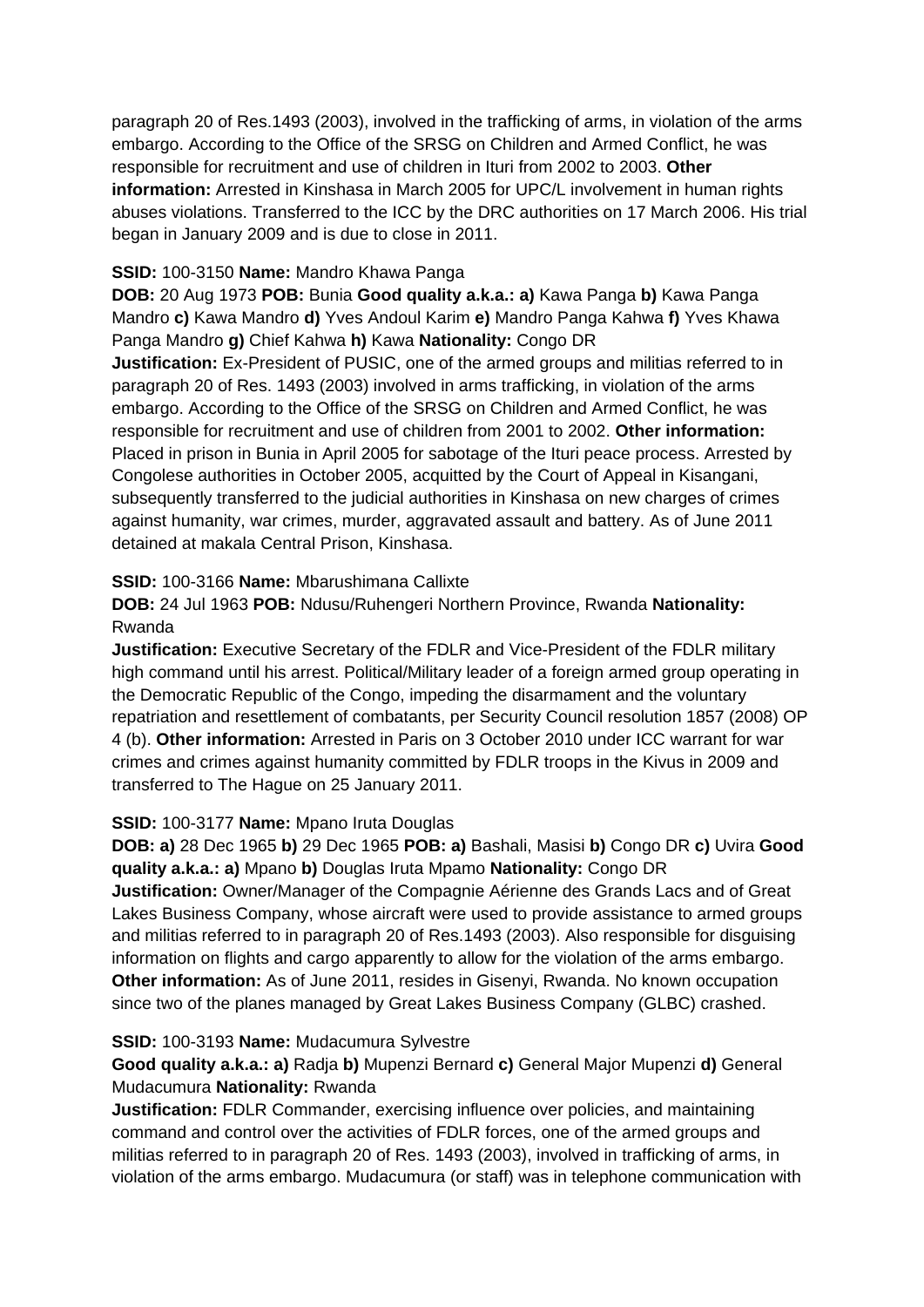paragraph 20 of Res.1493 (2003), involved in the trafficking of arms, in violation of the arms embargo. According to the Office of the SRSG on Children and Armed Conflict, he was responsible for recruitment and use of children in Ituri from 2002 to 2003. **Other information:** Arrested in Kinshasa in March 2005 for UPC/L involvement in human rights abuses violations. Transferred to the ICC by the DRC authorities on 17 March 2006. His trial began in January 2009 and is due to close in 2011.

**SSID:** 100-3150 **Name:** Mandro Khawa Panga
**DOB:** 20 Aug 1973 **POB:** Bunia **Good quality a.k.a.: a)** Kawa Panga **b)** Kawa Panga Mandro **c)** Kawa Mandro **d)** Yves Andoul Karim **e)** Mandro Panga Kahwa **f)** Yves Khawa Panga Mandro **g)** Chief Kahwa **h)** Kawa **Nationality:** Congo DR
**Justification:** Ex-President of PUSIC, one of the armed groups and militias referred to in paragraph 20 of Res. 1493 (2003) involved in arms trafficking, in violation of the arms embargo. According to the Office of the SRSG on Children and Armed Conflict, he was responsible for recruitment and use of children from 2001 to 2002. **Other information:** Placed in prison in Bunia in April 2005 for sabotage of the Ituri peace process. Arrested by Congolese authorities in October 2005, acquitted by the Court of Appeal in Kisangani, subsequently transferred to the judicial authorities in Kinshasa on new charges of crimes against humanity, war crimes, murder, aggravated assault and battery. As of June 2011 detained at makala Central Prison, Kinshasa.

**SSID:** 100-3166 **Name:** Mbarushimana Callixte
**DOB:** 24 Jul 1963 **POB:** Ndusu/Ruhengeri Northern Province, Rwanda **Nationality:** Rwanda
**Justification:** Executive Secretary of the FDLR and Vice-President of the FDLR military high command until his arrest. Political/Military leader of a foreign armed group operating in the Democratic Republic of the Congo, impeding the disarmament and the voluntary repatriation and resettlement of combatants, per Security Council resolution 1857 (2008) OP 4 (b). **Other information:** Arrested in Paris on 3 October 2010 under ICC warrant for war crimes and crimes against humanity committed by FDLR troops in the Kivus in 2009 and transferred to The Hague on 25 January 2011.

**SSID:** 100-3177 **Name:** Mpano Iruta Douglas
**DOB: a)** 28 Dec 1965 **b)** 29 Dec 1965 **POB: a)** Bashali, Masisi **b)** Congo DR **c)** Uvira **Good quality a.k.a.: a)** Mpano **b)** Douglas Iruta Mpamo **Nationality:** Congo DR
**Justification:** Owner/Manager of the Compagnie Aérienne des Grands Lacs and of Great Lakes Business Company, whose aircraft were used to provide assistance to armed groups and militias referred to in paragraph 20 of Res.1493 (2003). Also responsible for disguising information on flights and cargo apparently to allow for the violation of the arms embargo. **Other information:** As of June 2011, resides in Gisenyi, Rwanda. No known occupation since two of the planes managed by Great Lakes Business Company (GLBC) crashed.

**SSID:** 100-3193 **Name:** Mudacumura Sylvestre
**Good quality a.k.a.: a)** Radja **b)** Mupenzi Bernard **c)** General Major Mupenzi **d)** General Mudacumura **Nationality:** Rwanda
**Justification:** FDLR Commander, exercising influence over policies, and maintaining command and control over the activities of FDLR forces, one of the armed groups and militias referred to in paragraph 20 of Res. 1493 (2003), involved in trafficking of arms, in violation of the arms embargo. Mudacumura (or staff) was in telephone communication with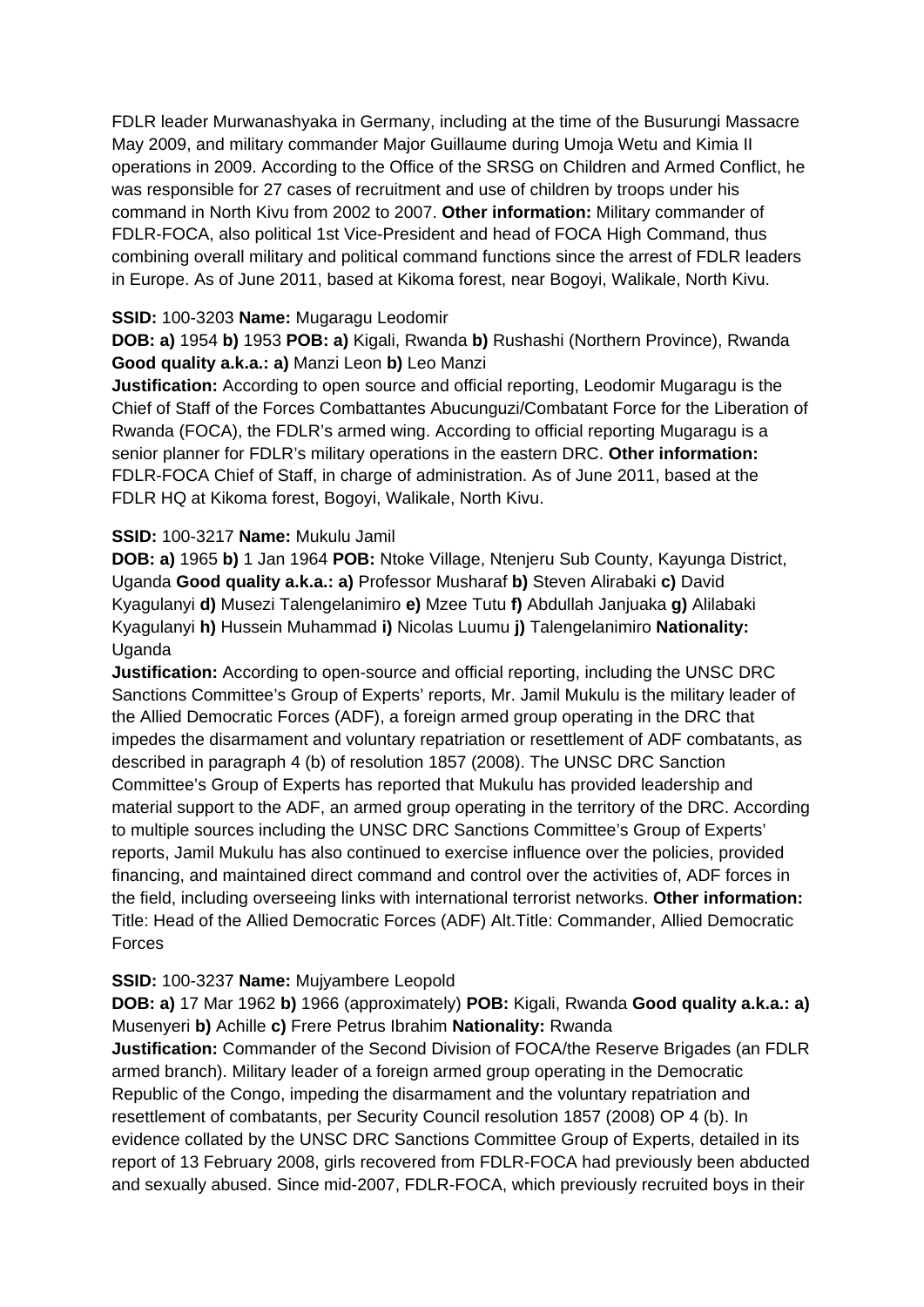FDLR leader Murwanashyaka in Germany, including at the time of the Busurungi Massacre May 2009, and military commander Major Guillaume during Umoja Wetu and Kimia II operations in 2009. According to the Office of the SRSG on Children and Armed Conflict, he was responsible for 27 cases of recruitment and use of children by troops under his command in North Kivu from 2002 to 2007. **Other information:** Military commander of FDLR-FOCA, also political 1st Vice-President and head of FOCA High Command, thus combining overall military and political command functions since the arrest of FDLR leaders in Europe. As of June 2011, based at Kikoma forest, near Bogoyi, Walikale, North Kivu.

**SSID:** 100-3203 **Name:** Mugaragu Leodomir
**DOB: a)** 1954 **b)** 1953 **POB: a)** Kigali, Rwanda **b)** Rushashi (Northern Province), Rwanda **Good quality a.k.a.: a)** Manzi Leon **b)** Leo Manzi
**Justification:** According to open source and official reporting, Leodomir Mugaragu is the Chief of Staff of the Forces Combattantes Abucunguzi/Combatant Force for the Liberation of Rwanda (FOCA), the FDLR's armed wing. According to official reporting Mugaragu is a senior planner for FDLR's military operations in the eastern DRC. **Other information:** FDLR-FOCA Chief of Staff, in charge of administration. As of June 2011, based at the FDLR HQ at Kikoma forest, Bogoyi, Walikale, North Kivu.

**SSID:** 100-3217 **Name:** Mukulu Jamil
**DOB: a)** 1965 **b)** 1 Jan 1964 **POB:** Ntoke Village, Ntenjeru Sub County, Kayunga District, Uganda **Good quality a.k.a.: a)** Professor Musharaf **b)** Steven Alirabaki **c)** David Kyagulanyi **d)** Musezi Talengelanimiro **e)** Mzee Tutu **f)** Abdullah Janjuaka **g)** Alilabaki Kyagulanyi **h)** Hussein Muhammad **i)** Nicolas Luumu **j)** Talengelanimiro **Nationality:** Uganda
**Justification:** According to open-source and official reporting, including the UNSC DRC Sanctions Committee's Group of Experts' reports, Mr. Jamil Mukulu is the military leader of the Allied Democratic Forces (ADF), a foreign armed group operating in the DRC that impedes the disarmament and voluntary repatriation or resettlement of ADF combatants, as described in paragraph 4 (b) of resolution 1857 (2008). The UNSC DRC Sanction Committee's Group of Experts has reported that Mukulu has provided leadership and material support to the ADF, an armed group operating in the territory of the DRC. According to multiple sources including the UNSC DRC Sanctions Committee's Group of Experts' reports, Jamil Mukulu has also continued to exercise influence over the policies, provided financing, and maintained direct command and control over the activities of, ADF forces in the field, including overseeing links with international terrorist networks. **Other information:** Title: Head of the Allied Democratic Forces (ADF) Alt.Title: Commander, Allied Democratic Forces

**SSID:** 100-3237 **Name:** Mujyambere Leopold
**DOB: a)** 17 Mar 1962 **b)** 1966 (approximately) **POB:** Kigali, Rwanda **Good quality a.k.a.: a)** Musenyeri **b)** Achille **c)** Frere Petrus Ibrahim **Nationality:** Rwanda
**Justification:** Commander of the Second Division of FOCA/the Reserve Brigades (an FDLR armed branch). Military leader of a foreign armed group operating in the Democratic Republic of the Congo, impeding the disarmament and the voluntary repatriation and resettlement of combatants, per Security Council resolution 1857 (2008) OP 4 (b). In evidence collated by the UNSC DRC Sanctions Committee Group of Experts, detailed in its report of 13 February 2008, girls recovered from FDLR-FOCA had previously been abducted and sexually abused. Since mid-2007, FDLR-FOCA, which previously recruited boys in their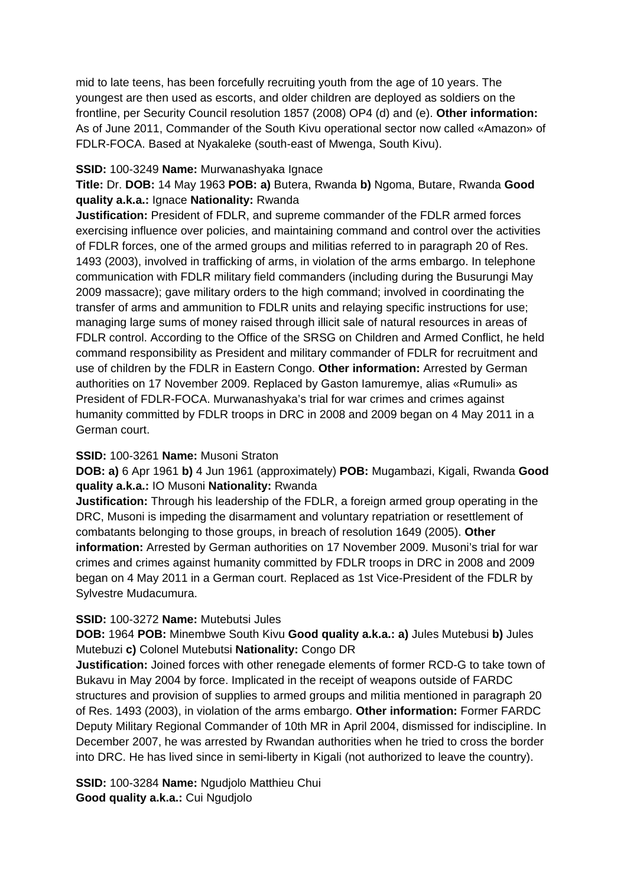mid to late teens, has been forcefully recruiting youth from the age of 10 years. The youngest are then used as escorts, and older children are deployed as soldiers on the frontline, per Security Council resolution 1857 (2008) OP4 (d) and (e). **Other information:** As of June 2011, Commander of the South Kivu operational sector now called «Amazon» of FDLR-FOCA. Based at Nyakaleke (south-east of Mwenga, South Kivu).

**SSID:** 100-3249 **Name:** Murwanashyaka Ignace

**Title:** Dr. **DOB:** 14 May 1963 **POB: a)** Butera, Rwanda **b)** Ngoma, Butare, Rwanda **Good quality a.k.a.:** Ignace **Nationality:** Rwanda

**Justification:** President of FDLR, and supreme commander of the FDLR armed forces exercising influence over policies, and maintaining command and control over the activities of FDLR forces, one of the armed groups and militias referred to in paragraph 20 of Res. 1493 (2003), involved in trafficking of arms, in violation of the arms embargo. In telephone communication with FDLR military field commanders (including during the Busurungi May 2009 massacre); gave military orders to the high command; involved in coordinating the transfer of arms and ammunition to FDLR units and relaying specific instructions for use; managing large sums of money raised through illicit sale of natural resources in areas of FDLR control. According to the Office of the SRSG on Children and Armed Conflict, he held command responsibility as President and military commander of FDLR for recruitment and use of children by the FDLR in Eastern Congo. **Other information:** Arrested by German authorities on 17 November 2009. Replaced by Gaston Iamuremye, alias «Rumuli» as President of FDLR-FOCA. Murwanashyaka's trial for war crimes and crimes against humanity committed by FDLR troops in DRC in 2008 and 2009 began on 4 May 2011 in a German court.

**SSID:** 100-3261 **Name:** Musoni Straton

**DOB: a)** 6 Apr 1961 **b)** 4 Jun 1961 (approximately) **POB:** Mugambazi, Kigali, Rwanda **Good quality a.k.a.:** IO Musoni **Nationality:** Rwanda

**Justification:** Through his leadership of the FDLR, a foreign armed group operating in the DRC, Musoni is impeding the disarmament and voluntary repatriation or resettlement of combatants belonging to those groups, in breach of resolution 1649 (2005). **Other information:** Arrested by German authorities on 17 November 2009. Musoni's trial for war crimes and crimes against humanity committed by FDLR troops in DRC in 2008 and 2009 began on 4 May 2011 in a German court. Replaced as 1st Vice-President of the FDLR by Sylvestre Mudacumura.

**SSID:** 100-3272 **Name:** Mutebutsi Jules

**DOB:** 1964 **POB:** Minembwe South Kivu **Good quality a.k.a.: a)** Jules Mutebusi **b)** Jules Mutebuzi **c)** Colonel Mutebutsi **Nationality:** Congo DR

**Justification:** Joined forces with other renegade elements of former RCD-G to take town of Bukavu in May 2004 by force. Implicated in the receipt of weapons outside of FARDC structures and provision of supplies to armed groups and militia mentioned in paragraph 20 of Res. 1493 (2003), in violation of the arms embargo. **Other information:** Former FARDC Deputy Military Regional Commander of 10th MR in April 2004, dismissed for indiscipline. In December 2007, he was arrested by Rwandan authorities when he tried to cross the border into DRC. He has lived since in semi-liberty in Kigali (not authorized to leave the country).

**SSID:** 100-3284 **Name:** Ngudjolo Matthieu Chui
**Good quality a.k.a.:** Cui Ngudjolo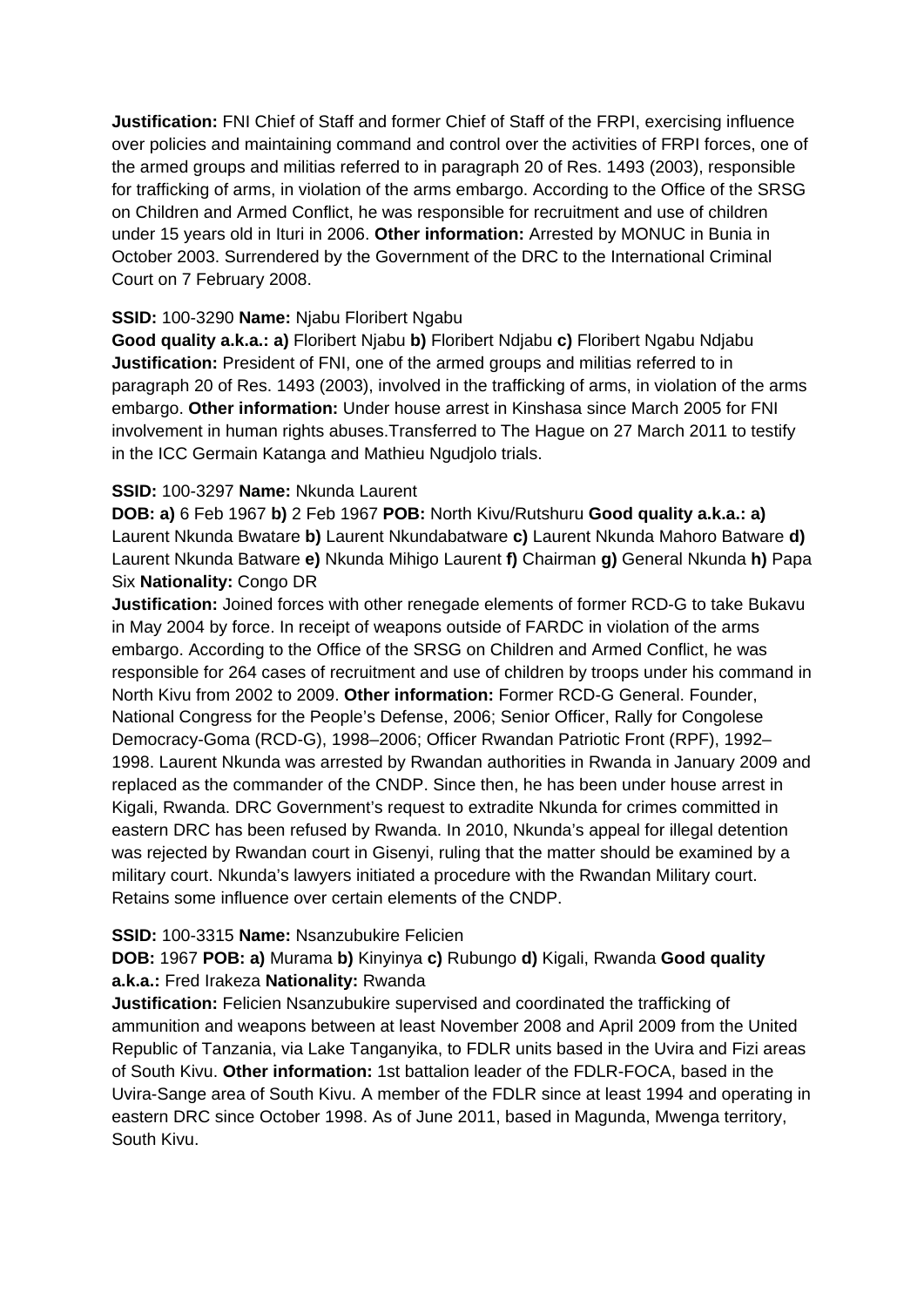**Justification:** FNI Chief of Staff and former Chief of Staff of the FRPI, exercising influence over policies and maintaining command and control over the activities of FRPI forces, one of the armed groups and militias referred to in paragraph 20 of Res. 1493 (2003), responsible for trafficking of arms, in violation of the arms embargo. According to the Office of the SRSG on Children and Armed Conflict, he was responsible for recruitment and use of children under 15 years old in Ituri in 2006. **Other information:** Arrested by MONUC in Bunia in October 2003. Surrendered by the Government of the DRC to the International Criminal Court on 7 February 2008.

**SSID:** 100-3290 **Name:** Njabu Floribert Ngabu

**Good quality a.k.a.: a)** Floribert Njabu **b)** Floribert Ndjabu **c)** Floribert Ngabu Ndjabu

**Justification:** President of FNI, one of the armed groups and militias referred to in paragraph 20 of Res. 1493 (2003), involved in the trafficking of arms, in violation of the arms embargo. **Other information:** Under house arrest in Kinshasa since March 2005 for FNI involvement in human rights abuses.Transferred to The Hague on 27 March 2011 to testify in the ICC Germain Katanga and Mathieu Ngudjolo trials.

**SSID:** 100-3297 **Name:** Nkunda Laurent

**DOB: a)** 6 Feb 1967 **b)** 2 Feb 1967 **POB:** North Kivu/Rutshuru **Good quality a.k.a.: a)** Laurent Nkunda Bwatare **b)** Laurent Nkundabatware **c)** Laurent Nkunda Mahoro Batware **d)** Laurent Nkunda Batware **e)** Nkunda Mihigo Laurent **f)** Chairman **g)** General Nkunda **h)** Papa Six **Nationality:** Congo DR

**Justification:** Joined forces with other renegade elements of former RCD-G to take Bukavu in May 2004 by force. In receipt of weapons outside of FARDC in violation of the arms embargo. According to the Office of the SRSG on Children and Armed Conflict, he was responsible for 264 cases of recruitment and use of children by troops under his command in North Kivu from 2002 to 2009. **Other information:** Former RCD-G General. Founder, National Congress for the People's Defense, 2006; Senior Officer, Rally for Congolese Democracy-Goma (RCD-G), 1998–2006; Officer Rwandan Patriotic Front (RPF), 1992–1998. Laurent Nkunda was arrested by Rwandan authorities in Rwanda in January 2009 and replaced as the commander of the CNDP. Since then, he has been under house arrest in Kigali, Rwanda. DRC Government's request to extradite Nkunda for crimes committed in eastern DRC has been refused by Rwanda. In 2010, Nkunda's appeal for illegal detention was rejected by Rwandan court in Gisenyi, ruling that the matter should be examined by a military court. Nkunda's lawyers initiated a procedure with the Rwandan Military court. Retains some influence over certain elements of the CNDP.

**SSID:** 100-3315 **Name:** Nsanzubukire Felicien

**DOB:** 1967 **POB: a)** Murama **b)** Kinyinya **c)** Rubungo **d)** Kigali, Rwanda **Good quality a.k.a.:** Fred Irakeza **Nationality:** Rwanda

**Justification:** Felicien Nsanzubukire supervised and coordinated the trafficking of ammunition and weapons between at least November 2008 and April 2009 from the United Republic of Tanzania, via Lake Tanganyika, to FDLR units based in the Uvira and Fizi areas of South Kivu. **Other information:** 1st battalion leader of the FDLR-FOCA, based in the Uvira-Sange area of South Kivu. A member of the FDLR since at least 1994 and operating in eastern DRC since October 1998. As of June 2011, based in Magunda, Mwenga territory, South Kivu.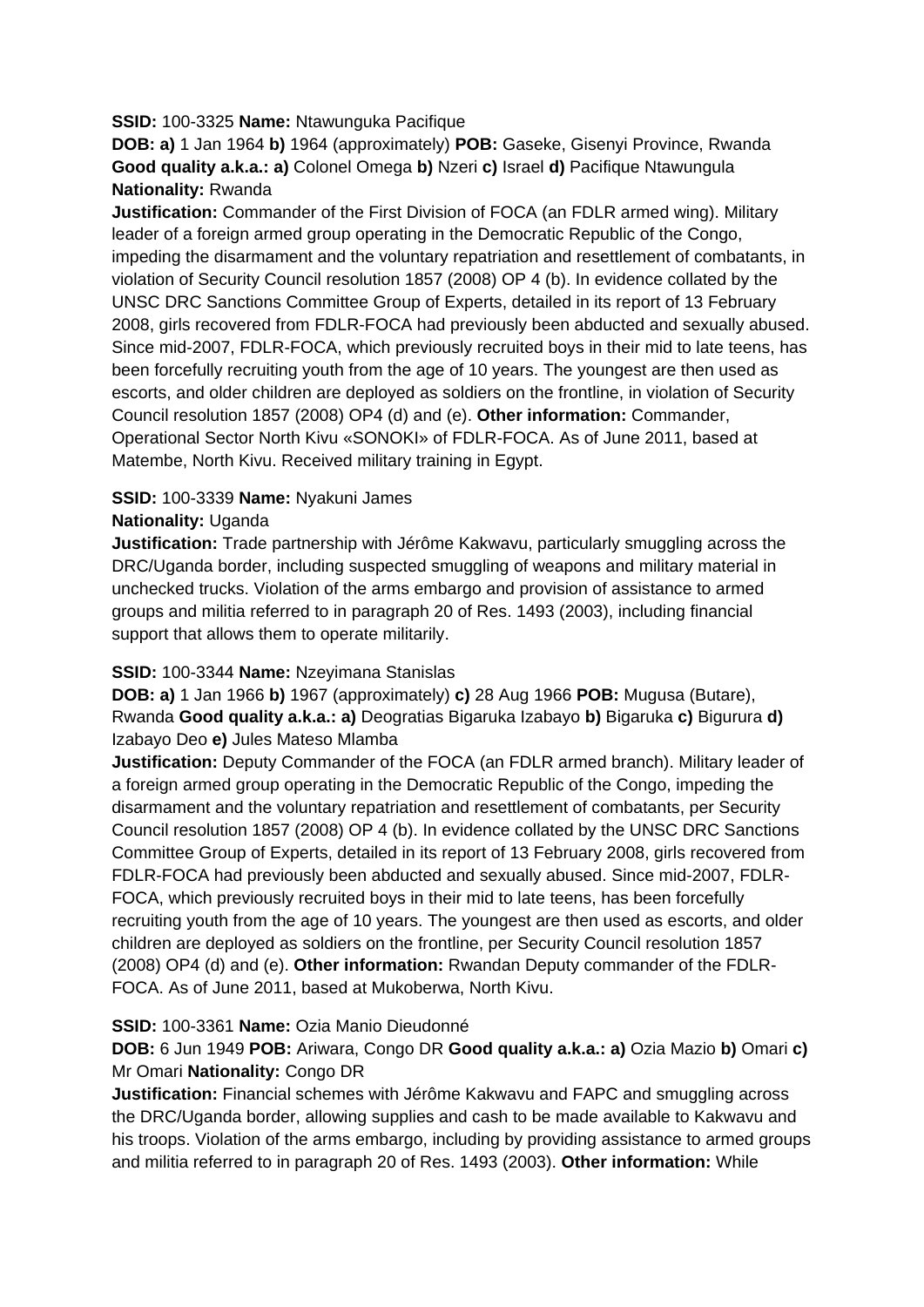**SSID:** 100-3325 **Name:** Ntawunguka Pacifique

**DOB: a)** 1 Jan 1964 **b)** 1964 (approximately) **POB:** Gaseke, Gisenyi Province, Rwanda **Good quality a.k.a.: a)** Colonel Omega **b)** Nzeri **c)** Israel **d)** Pacifique Ntawungula **Nationality:** Rwanda

**Justification:** Commander of the First Division of FOCA (an FDLR armed wing). Military leader of a foreign armed group operating in the Democratic Republic of the Congo, impeding the disarmament and the voluntary repatriation and resettlement of combatants, in violation of Security Council resolution 1857 (2008) OP 4 (b). In evidence collated by the UNSC DRC Sanctions Committee Group of Experts, detailed in its report of 13 February 2008, girls recovered from FDLR-FOCA had previously been abducted and sexually abused. Since mid-2007, FDLR-FOCA, which previously recruited boys in their mid to late teens, has been forcefully recruiting youth from the age of 10 years. The youngest are then used as escorts, and older children are deployed as soldiers on the frontline, in violation of Security Council resolution 1857 (2008) OP4 (d) and (e). **Other information:** Commander, Operational Sector North Kivu «SONOKI» of FDLR-FOCA. As of June 2011, based at Matembe, North Kivu. Received military training in Egypt.

**SSID:** 100-3339 **Name:** Nyakuni James

**Nationality:** Uganda

**Justification:** Trade partnership with Jérôme Kakwavu, particularly smuggling across the DRC/Uganda border, including suspected smuggling of weapons and military material in unchecked trucks. Violation of the arms embargo and provision of assistance to armed groups and militia referred to in paragraph 20 of Res. 1493 (2003), including financial support that allows them to operate militarily.

**SSID:** 100-3344 **Name:** Nzeyimana Stanislas

**DOB: a)** 1 Jan 1966 **b)** 1967 (approximately) **c)** 28 Aug 1966 **POB:** Mugusa (Butare), Rwanda **Good quality a.k.a.: a)** Deogratias Bigaruka Izabayo **b)** Bigaruka **c)** Bigurura **d)** Izabayo Deo **e)** Jules Mateso Mlamba

**Justification:** Deputy Commander of the FOCA (an FDLR armed branch). Military leader of a foreign armed group operating in the Democratic Republic of the Congo, impeding the disarmament and the voluntary repatriation and resettlement of combatants, per Security Council resolution 1857 (2008) OP 4 (b). In evidence collated by the UNSC DRC Sanctions Committee Group of Experts, detailed in its report of 13 February 2008, girls recovered from FDLR-FOCA had previously been abducted and sexually abused. Since mid-2007, FDLR-FOCA, which previously recruited boys in their mid to late teens, has been forcefully recruiting youth from the age of 10 years. The youngest are then used as escorts, and older children are deployed as soldiers on the frontline, per Security Council resolution 1857 (2008) OP4 (d) and (e). **Other information:** Rwandan Deputy commander of the FDLR-FOCA. As of June 2011, based at Mukoberwa, North Kivu.

**SSID:** 100-3361 **Name:** Ozia Manio Dieudonné

**DOB:** 6 Jun 1949 **POB:** Ariwara, Congo DR **Good quality a.k.a.: a)** Ozia Mazio **b)** Omari **c)** Mr Omari **Nationality:** Congo DR

**Justification:** Financial schemes with Jérôme Kakwavu and FAPC and smuggling across the DRC/Uganda border, allowing supplies and cash to be made available to Kakwavu and his troops. Violation of the arms embargo, including by providing assistance to armed groups and militia referred to in paragraph 20 of Res. 1493 (2003). **Other information:** While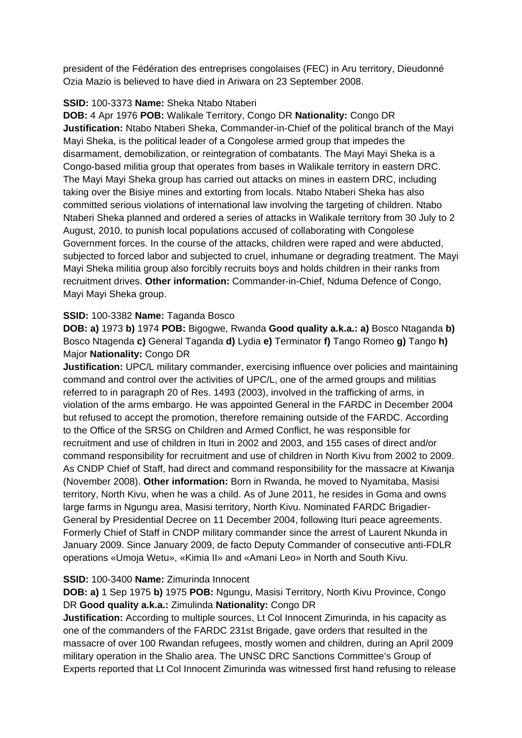president of the Fédération des entreprises congolaises (FEC) in Aru territory, Dieudonné Ozia Mazio is believed to have died in Ariwara on 23 September 2008.

**SSID:** 100-3373 **Name:** Sheka Ntabo Ntaberi
**DOB:** 4 Apr 1976 **POB:** Walikale Territory, Congo DR **Nationality:** Congo DR
**Justification:** Ntabo Ntaberi Sheka, Commander-in-Chief of the political branch of the Mayi Mayi Sheka, is the political leader of a Congolese armed group that impedes the disarmament, demobilization, or reintegration of combatants. The Mayi Mayi Sheka is a Congo-based militia group that operates from bases in Walikale territory in eastern DRC. The Mayi Mayi Sheka group has carried out attacks on mines in eastern DRC, including taking over the Bisiye mines and extorting from locals. Ntabo Ntaberi Sheka has also committed serious violations of international law involving the targeting of children. Ntabo Ntaberi Sheka planned and ordered a series of attacks in Walikale territory from 30 July to 2 August, 2010, to punish local populations accused of collaborating with Congolese Government forces. In the course of the attacks, children were raped and were abducted, subjected to forced labor and subjected to cruel, inhumane or degrading treatment. The Mayi Mayi Sheka militia group also forcibly recruits boys and holds children in their ranks from recruitment drives. **Other information:** Commander-in-Chief, Nduma Defence of Congo, Mayi Mayi Sheka group.

**SSID:** 100-3382 **Name:** Taganda Bosco
**DOB: a)** 1973 **b)** 1974 **POB:** Bigogwe, Rwanda **Good quality a.k.a.: a)** Bosco Ntaganda **b)** Bosco Ntagenda **c)** General Taganda **d)** Lydia **e)** Terminator **f)** Tango Romeo **g)** Tango **h)** Major **Nationality:** Congo DR
**Justification:** UPC/L military commander, exercising influence over policies and maintaining command and control over the activities of UPC/L, one of the armed groups and militias referred to in paragraph 20 of Res. 1493 (2003), involved in the trafficking of arms, in violation of the arms embargo. He was appointed General in the FARDC in December 2004 but refused to accept the promotion, therefore remaining outside of the FARDC. According to the Office of the SRSG on Children and Armed Conflict, he was responsible for recruitment and use of children in Ituri in 2002 and 2003, and 155 cases of direct and/or command responsibility for recruitment and use of children in North Kivu from 2002 to 2009. As CNDP Chief of Staff, had direct and command responsibility for the massacre at Kiwanja (November 2008). **Other information:** Born in Rwanda, he moved to Nyamitaba, Masisi territory, North Kivu, when he was a child. As of June 2011, he resides in Goma and owns large farms in Ngungu area, Masisi territory, North Kivu. Nominated FARDC Brigadier-General by Presidential Decree on 11 December 2004, following Ituri peace agreements. Formerly Chief of Staff in CNDP military commander since the arrest of Laurent Nkunda in January 2009. Since January 2009, de facto Deputy Commander of consecutive anti-FDLR operations «Umoja Wetu», «Kimia II» and «Amani Leo» in North and South Kivu.

**SSID:** 100-3400 **Name:** Zimurinda Innocent
**DOB: a)** 1 Sep 1975 **b)** 1975 **POB:** Ngungu, Masisi Territory, North Kivu Province, Congo DR **Good quality a.k.a.:** Zimulinda **Nationality:** Congo DR
**Justification:** According to multiple sources, Lt Col Innocent Zimurinda, in his capacity as one of the commanders of the FARDC 231st Brigade, gave orders that resulted in the massacre of over 100 Rwandan refugees, mostly women and children, during an April 2009 military operation in the Shalio area. The UNSC DRC Sanctions Committee's Group of Experts reported that Lt Col Innocent Zimurinda was witnessed first hand refusing to release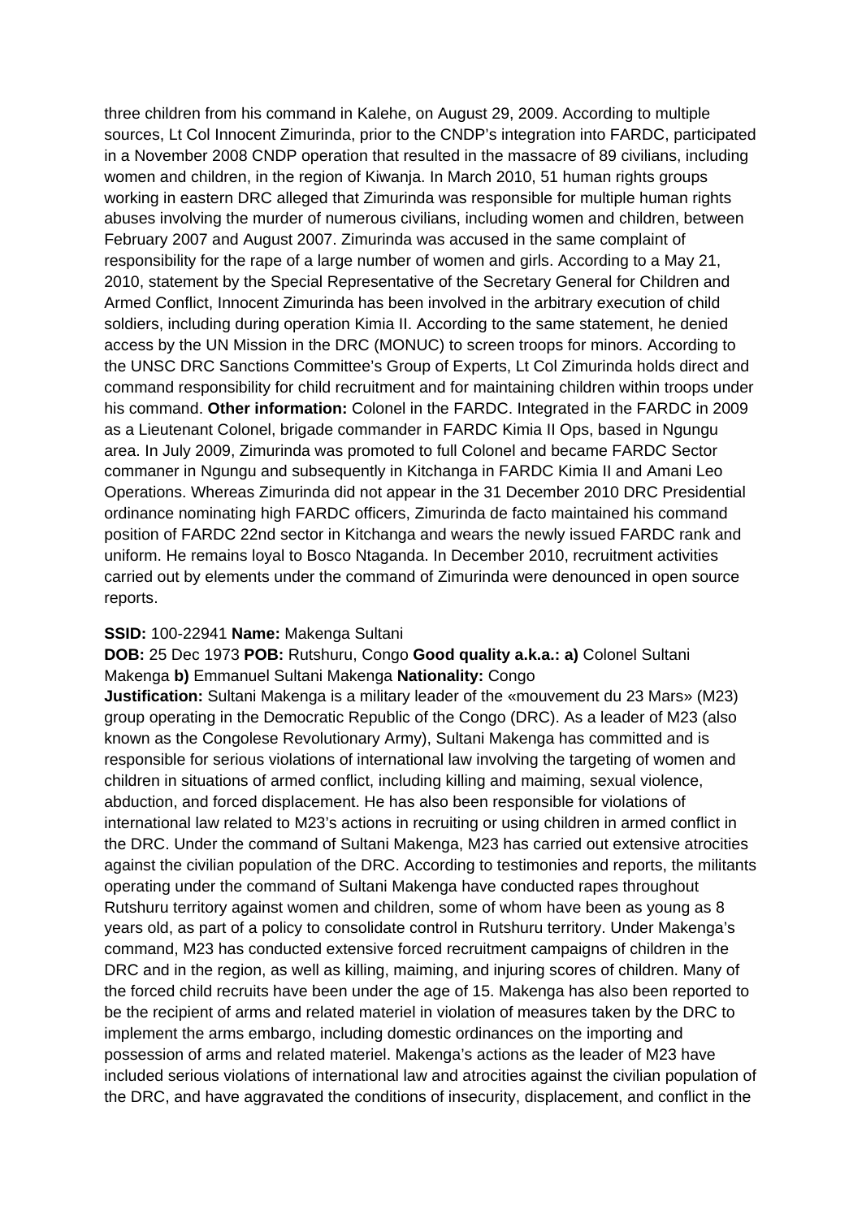three children from his command in Kalehe, on August 29, 2009. According to multiple sources, Lt Col Innocent Zimurinda, prior to the CNDP's integration into FARDC, participated in a November 2008 CNDP operation that resulted in the massacre of 89 civilians, including women and children, in the region of Kiwanja. In March 2010, 51 human rights groups working in eastern DRC alleged that Zimurinda was responsible for multiple human rights abuses involving the murder of numerous civilians, including women and children, between February 2007 and August 2007. Zimurinda was accused in the same complaint of responsibility for the rape of a large number of women and girls. According to a May 21, 2010, statement by the Special Representative of the Secretary General for Children and Armed Conflict, Innocent Zimurinda has been involved in the arbitrary execution of child soldiers, including during operation Kimia II. According to the same statement, he denied access by the UN Mission in the DRC (MONUC) to screen troops for minors. According to the UNSC DRC Sanctions Committee's Group of Experts, Lt Col Zimurinda holds direct and command responsibility for child recruitment and for maintaining children within troops under his command. **Other information:** Colonel in the FARDC. Integrated in the FARDC in 2009 as a Lieutenant Colonel, brigade commander in FARDC Kimia II Ops, based in Ngungu area. In July 2009, Zimurinda was promoted to full Colonel and became FARDC Sector commaner in Ngungu and subsequently in Kitchanga in FARDC Kimia II and Amani Leo Operations. Whereas Zimurinda did not appear in the 31 December 2010 DRC Presidential ordinance nominating high FARDC officers, Zimurinda de facto maintained his command position of FARDC 22nd sector in Kitchanga and wears the newly issued FARDC rank and uniform. He remains loyal to Bosco Ntaganda. In December 2010, recruitment activities carried out by elements under the command of Zimurinda were denounced in open source reports.

**SSID:** 100-22941 **Name:** Makenga Sultani
**DOB:** 25 Dec 1973 **POB:** Rutshuru, Congo **Good quality a.k.a.: a)** Colonel Sultani Makenga **b)** Emmanuel Sultani Makenga **Nationality:** Congo
**Justification:** Sultani Makenga is a military leader of the «mouvement du 23 Mars» (M23) group operating in the Democratic Republic of the Congo (DRC). As a leader of M23 (also known as the Congolese Revolutionary Army), Sultani Makenga has committed and is responsible for serious violations of international law involving the targeting of women and children in situations of armed conflict, including killing and maiming, sexual violence, abduction, and forced displacement. He has also been responsible for violations of international law related to M23's actions in recruiting or using children in armed conflict in the DRC. Under the command of Sultani Makenga, M23 has carried out extensive atrocities against the civilian population of the DRC. According to testimonies and reports, the militants operating under the command of Sultani Makenga have conducted rapes throughout Rutshuru territory against women and children, some of whom have been as young as 8 years old, as part of a policy to consolidate control in Rutshuru territory. Under Makenga's command, M23 has conducted extensive forced recruitment campaigns of children in the DRC and in the region, as well as killing, maiming, and injuring scores of children. Many of the forced child recruits have been under the age of 15. Makenga has also been reported to be the recipient of arms and related materiel in violation of measures taken by the DRC to implement the arms embargo, including domestic ordinances on the importing and possession of arms and related materiel. Makenga's actions as the leader of M23 have included serious violations of international law and atrocities against the civilian population of the DRC, and have aggravated the conditions of insecurity, displacement, and conflict in the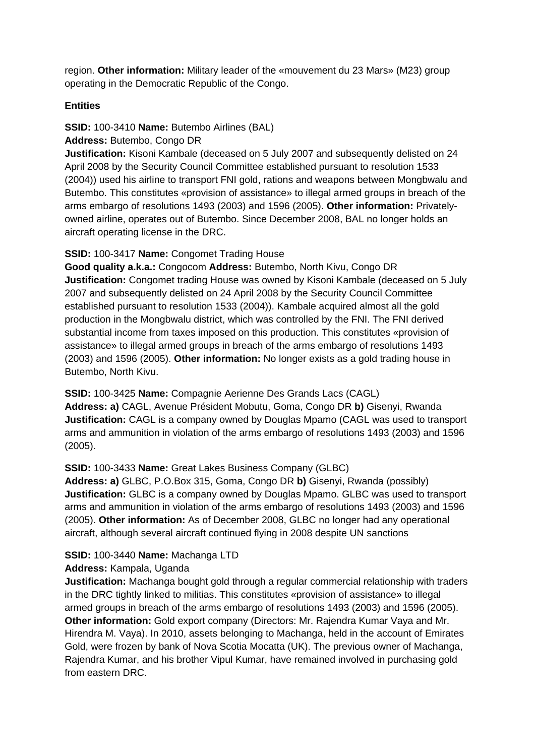region. **Other information:** Military leader of the «mouvement du 23 Mars» (M23) group operating in the Democratic Republic of the Congo.

**Entities**

**SSID:** 100-3410 **Name:** Butembo Airlines (BAL)
**Address:** Butembo, Congo DR
**Justification:** Kisoni Kambale (deceased on 5 July 2007 and subsequently delisted on 24 April 2008 by the Security Council Committee established pursuant to resolution 1533 (2004)) used his airline to transport FNI gold, rations and weapons between Mongbwalu and Butembo. This constitutes «provision of assistance» to illegal armed groups in breach of the arms embargo of resolutions 1493 (2003) and 1596 (2005). **Other information:** Privately-owned airline, operates out of Butembo. Since December 2008, BAL no longer holds an aircraft operating license in the DRC.

**SSID:** 100-3417 **Name:** Congomet Trading House
**Good quality a.k.a.:** Congocom **Address:** Butembo, North Kivu, Congo DR
**Justification:** Congomet trading House was owned by Kisoni Kambale (deceased on 5 July 2007 and subsequently delisted on 24 April 2008 by the Security Council Committee established pursuant to resolution 1533 (2004)). Kambale acquired almost all the gold production in the Mongbwalu district, which was controlled by the FNI. The FNI derived substantial income from taxes imposed on this production. This constitutes «provision of assistance» to illegal armed groups in breach of the arms embargo of resolutions 1493 (2003) and 1596 (2005). **Other information:** No longer exists as a gold trading house in Butembo, North Kivu.

**SSID:** 100-3425 **Name:** Compagnie Aerienne Des Grands Lacs (CAGL)
**Address: a)** CAGL, Avenue Président Mobutu, Goma, Congo DR **b)** Gisenyi, Rwanda
**Justification:** CAGL is a company owned by Douglas Mpamo (CAGL was used to transport arms and ammunition in violation of the arms embargo of resolutions 1493 (2003) and 1596 (2005).

**SSID:** 100-3433 **Name:** Great Lakes Business Company (GLBC)
**Address: a)** GLBC, P.O.Box 315, Goma, Congo DR **b)** Gisenyi, Rwanda (possibly)
**Justification:** GLBC is a company owned by Douglas Mpamo. GLBC was used to transport arms and ammunition in violation of the arms embargo of resolutions 1493 (2003) and 1596 (2005). **Other information:** As of December 2008, GLBC no longer had any operational aircraft, although several aircraft continued flying in 2008 despite UN sanctions

**SSID:** 100-3440 **Name:** Machanga LTD
**Address:** Kampala, Uganda
**Justification:** Machanga bought gold through a regular commercial relationship with traders in the DRC tightly linked to militias. This constitutes «provision of assistance» to illegal armed groups in breach of the arms embargo of resolutions 1493 (2003) and 1596 (2005).
**Other information:** Gold export company (Directors: Mr. Rajendra Kumar Vaya and Mr. Hirendra M. Vaya). In 2010, assets belonging to Machanga, held in the account of Emirates Gold, were frozen by bank of Nova Scotia Mocatta (UK). The previous owner of Machanga, Rajendra Kumar, and his brother Vipul Kumar, have remained involved in purchasing gold from eastern DRC.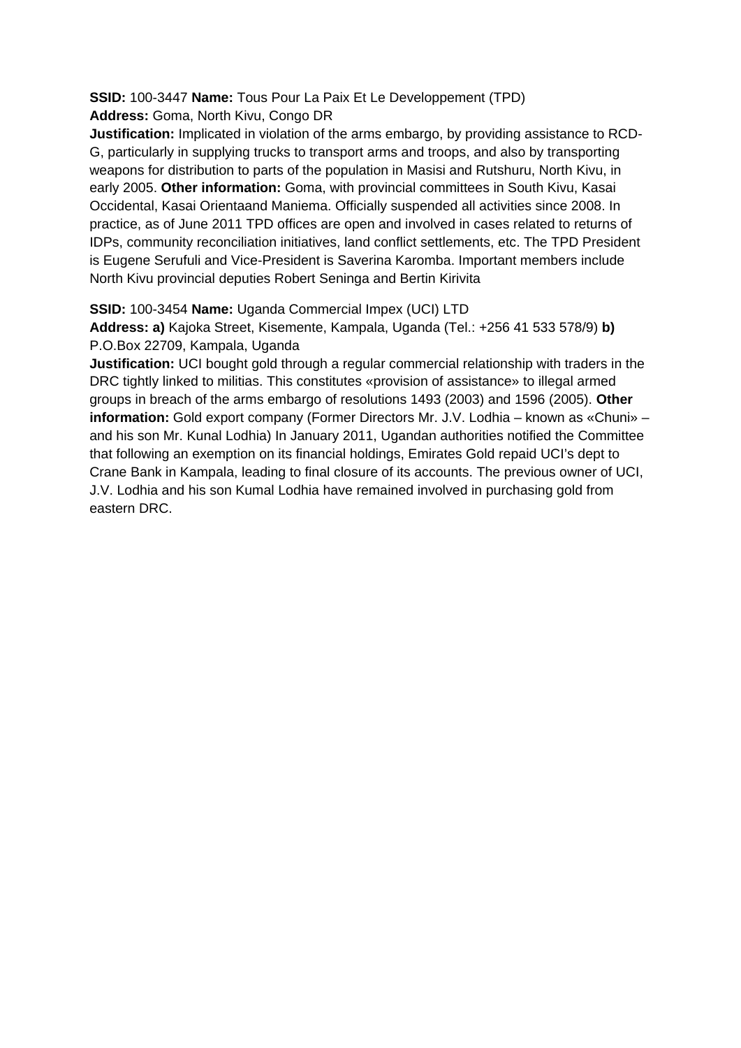**SSID:** 100-3447 **Name:** Tous Pour La Paix Et Le Developpement (TPD)
**Address:** Goma, North Kivu, Congo DR
**Justification:** Implicated in violation of the arms embargo, by providing assistance to RCD-G, particularly in supplying trucks to transport arms and troops, and also by transporting weapons for distribution to parts of the population in Masisi and Rutshuru, North Kivu, in early 2005. **Other information:** Goma, with provincial committees in South Kivu, Kasai Occidental, Kasai Orientaand Maniema. Officially suspended all activities since 2008. In practice, as of June 2011 TPD offices are open and involved in cases related to returns of IDPs, community reconciliation initiatives, land conflict settlements, etc. The TPD President is Eugene Serufuli and Vice-President is Saverina Karomba. Important members include North Kivu provincial deputies Robert Seninga and Bertin Kirivita

**SSID:** 100-3454 **Name:** Uganda Commercial Impex (UCI) LTD
**Address: a)** Kajoka Street, Kisemente, Kampala, Uganda (Tel.: +256 41 533 578/9) **b)** P.O.Box 22709, Kampala, Uganda
**Justification:** UCI bought gold through a regular commercial relationship with traders in the DRC tightly linked to militias. This constitutes «provision of assistance» to illegal armed groups in breach of the arms embargo of resolutions 1493 (2003) and 1596 (2005). **Other information:** Gold export company (Former Directors Mr. J.V. Lodhia – known as «Chuni» – and his son Mr. Kunal Lodhia) In January 2011, Ugandan authorities notified the Committee that following an exemption on its financial holdings, Emirates Gold repaid UCI's dept to Crane Bank in Kampala, leading to final closure of its accounts. The previous owner of UCI, J.V. Lodhia and his son Kumal Lodhia have remained involved in purchasing gold from eastern DRC.